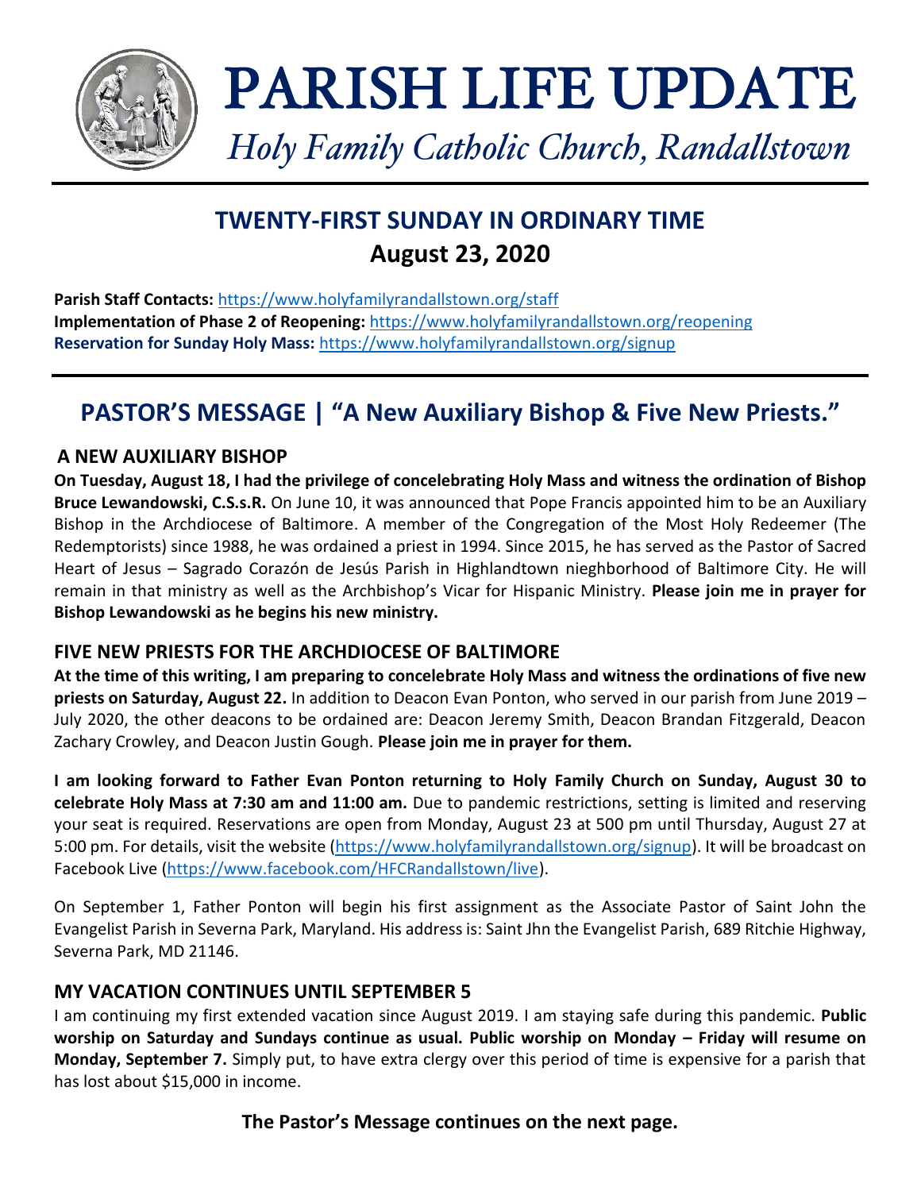# PARISH LIFE UPDATE

*Holy Family Catholic Church, Randallstown*

## TWENTY-FIRST SUNDAY IN ORDINARY TIME
## August 23, 2020

**Parish Staff Contacts:** https://www.holyfamilyrandallstown.org/staff
**Implementation of Phase 2 of Reopening:** https://www.holyfamilyrandallstown.org/reopening
**Reservation for Sunday Holy Mass:** https://www.holyfamilyrandallstown.org/signup

## PASTOR'S MESSAGE | "A New Auxiliary Bishop & Five New Priests."

### A NEW AUXILIARY BISHOP

**On Tuesday, August 18, I had the privilege of concelebrating Holy Mass and witness the ordination of Bishop Bruce Lewandowski, C.S.s.R.** On June 10, it was announced that Pope Francis appointed him to be an Auxiliary Bishop in the Archdiocese of Baltimore. A member of the Congregation of the Most Holy Redeemer (The Redemptorists) since 1988, he was ordained a priest in 1994. Since 2015, he has served as the Pastor of Sacred Heart of Jesus – Sagrado Corazón de Jesús Parish in Highlandtown nieghborhood of Baltimore City. He will remain in that ministry as well as the Archbishop's Vicar for Hispanic Ministry. **Please join me in prayer for Bishop Lewandowski as he begins his new ministry.**

### FIVE NEW PRIESTS FOR THE ARCHDIOCESE OF BALTIMORE

**At the time of this writing, I am preparing to concelebrate Holy Mass and witness the ordinations of five new priests on Saturday, August 22.** In addition to Deacon Evan Ponton, who served in our parish from June 2019 – July 2020, the other deacons to be ordained are: Deacon Jeremy Smith, Deacon Brandan Fitzgerald, Deacon Zachary Crowley, and Deacon Justin Gough. **Please join me in prayer for them.**

**I am looking forward to Father Evan Ponton returning to Holy Family Church on Sunday, August 30 to celebrate Holy Mass at 7:30 am and 11:00 am.** Due to pandemic restrictions, setting is limited and reserving your seat is required. Reservations are open from Monday, August 23 at 500 pm until Thursday, August 27 at 5:00 pm. For details, visit the website (https://www.holyfamilyrandallstown.org/signup). It will be broadcast on Facebook Live (https://www.facebook.com/HFCRandallstown/live).

On September 1, Father Ponton will begin his first assignment as the Associate Pastor of Saint John the Evangelist Parish in Severna Park, Maryland. His address is: Saint Jhn the Evangelist Parish, 689 Ritchie Highway, Severna Park, MD 21146.

### MY VACATION CONTINUES UNTIL SEPTEMBER 5

I am continuing my first extended vacation since August 2019. I am staying safe during this pandemic. **Public worship on Saturday and Sundays continue as usual. Public worship on Monday – Friday will resume on Monday, September 7.** Simply put, to have extra clergy over this period of time is expensive for a parish that has lost about $15,000 in income.

**The Pastor's Message continues on the next page.**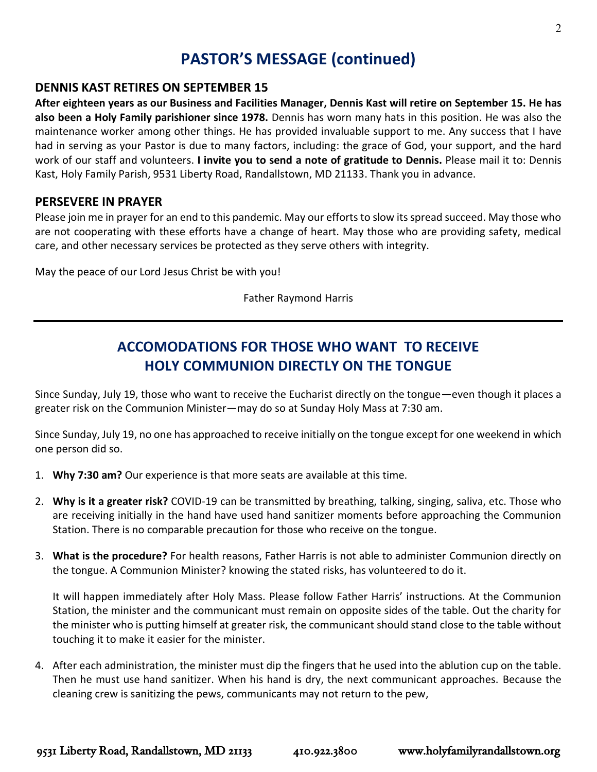# PASTOR'S MESSAGE (continued)

## DENNIS KAST RETIRES ON SEPTEMBER 15

**After eighteen years as our Business and Facilities Manager, Dennis Kast will retire on September 15. He has also been a Holy Family parishioner since 1978.** Dennis has worn many hats in this position. He was also the maintenance worker among other things. He has provided invaluable support to me. Any success that I have had in serving as your Pastor is due to many factors, including: the grace of God, your support, and the hard work of our staff and volunteers. **I invite you to send a note of gratitude to Dennis.** Please mail it to: Dennis Kast, Holy Family Parish, 9531 Liberty Road, Randallstown, MD 21133. Thank you in advance.

## PERSEVERE IN PRAYER

Please join me in prayer for an end to this pandemic. May our efforts to slow its spread succeed. May those who are not cooperating with these efforts have a change of heart. May those who are providing safety, medical care, and other necessary services be protected as they serve others with integrity.

May the peace of our Lord Jesus Christ be with you!

Father Raymond Harris

---

# ACCOMODATIONS FOR THOSE WHO WANT TO RECEIVE HOLY COMMUNION DIRECTLY ON THE TONGUE

Since Sunday, July 19, those who want to receive the Eucharist directly on the tongue—even though it places a greater risk on the Communion Minister—may do so at Sunday Holy Mass at 7:30 am.

Since Sunday, July 19, no one has approached to receive initially on the tongue except for one weekend in which one person did so.

1. **Why 7:30 am?** Our experience is that more seats are available at this time.

2. **Why is it a greater risk?** COVID-19 can be transmitted by breathing, talking, singing, saliva, etc. Those who are receiving initially in the hand have used hand sanitizer moments before approaching the Communion Station. There is no comparable precaution for those who receive on the tongue.

3. **What is the procedure?** For health reasons, Father Harris is not able to administer Communion directly on the tongue. A Communion Minister? knowing the stated risks, has volunteered to do it.

   It will happen immediately after Holy Mass. Please follow Father Harris' instructions. At the Communion Station, the minister and the communicant must remain on opposite sides of the table. Out the charity for the minister who is putting himself at greater risk, the communicant should stand close to the table without touching it to make it easier for the minister.

4. After each administration, the minister must dip the fingers that he used into the ablution cup on the table. Then he must use hand sanitizer. When his hand is dry, the next communicant approaches. Because the cleaning crew is sanitizing the pews, communicants may not return to the pew,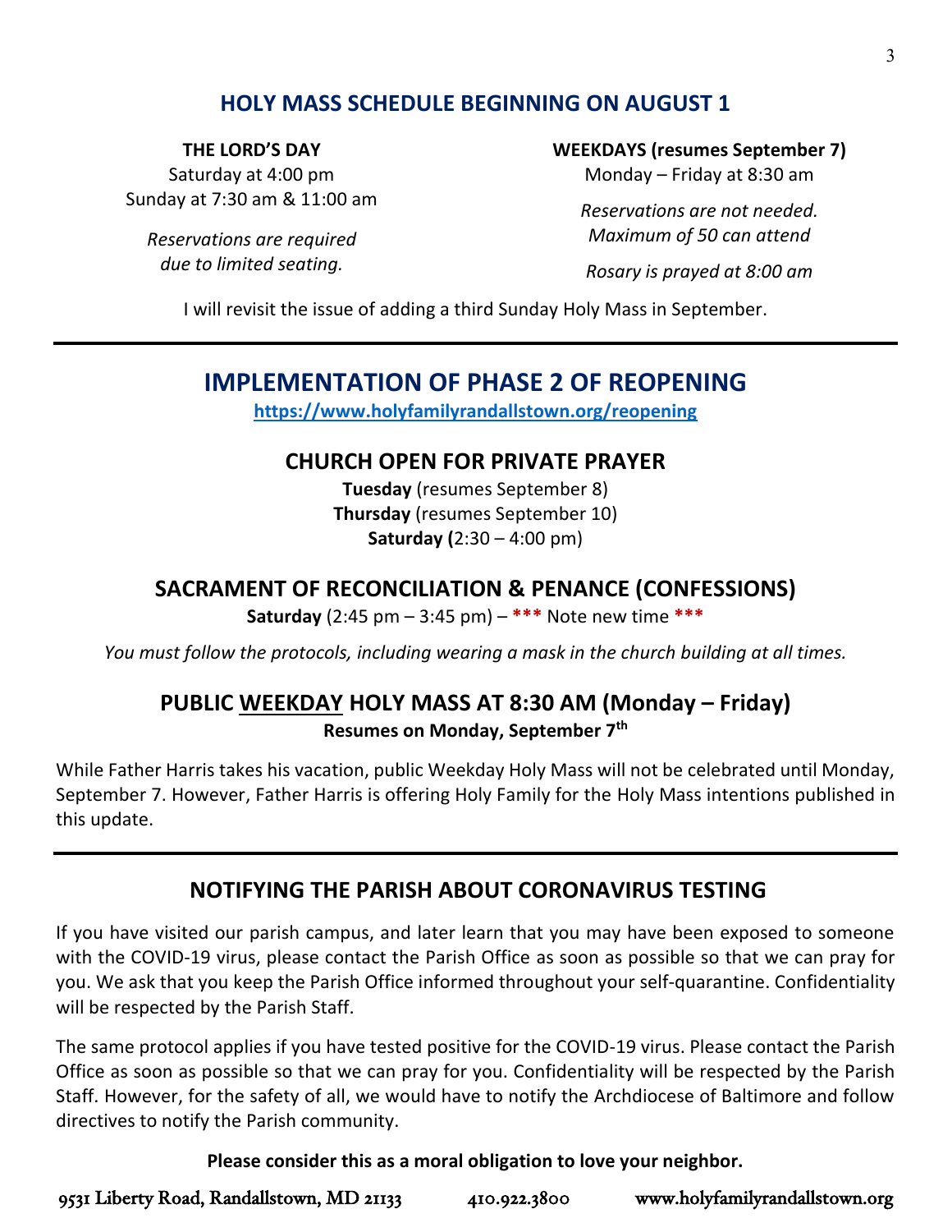## HOLY MASS SCHEDULE BEGINNING ON AUGUST 1

**THE LORD'S DAY**

Saturday at 4:00 pm
Sunday at 7:30 am & 11:00 am

*Reservations are required due to limited seating.*

**WEEKDAYS (resumes September 7)**

Monday – Friday at 8:30 am

*Reservations are not needed. Maximum of 50 can attend*

*Rosary is prayed at 8:00 am*

I will revisit the issue of adding a third Sunday Holy Mass in September.

---

# IMPLEMENTATION OF PHASE 2 OF REOPENING

**https://www.holyfamilyrandallstown.org/reopening**

## CHURCH OPEN FOR PRIVATE PRAYER

**Tuesday** (resumes September 8)
**Thursday** (resumes September 10)
**Saturday (**2:30 – 4:00 pm)

## SACRAMENT OF RECONCILIATION & PENANCE (CONFESSIONS)

**Saturday** (2:45 pm – 3:45 pm) – *** Note new time ***

*You must follow the protocols, including wearing a mask in the church building at all times.*

## PUBLIC WEEKDAY HOLY MASS AT 8:30 AM (Monday – Friday)

**Resumes on Monday, September 7th**

While Father Harris takes his vacation, public Weekday Holy Mass will not be celebrated until Monday, September 7. However, Father Harris is offering Holy Family for the Holy Mass intentions published in this update.

---

## NOTIFYING THE PARISH ABOUT CORONAVIRUS TESTING

If you have visited our parish campus, and later learn that you may have been exposed to someone with the COVID-19 virus, please contact the Parish Office as soon as possible so that we can pray for you. We ask that you keep the Parish Office informed throughout your self-quarantine. Confidentiality will be respected by the Parish Staff.

The same protocol applies if you have tested positive for the COVID-19 virus. Please contact the Parish Office as soon as possible so that we can pray for you. Confidentiality will be respected by the Parish Staff. However, for the safety of all, we would have to notify the Archdiocese of Baltimore and follow directives to notify the Parish community.

**Please consider this as a moral obligation to love your neighbor.**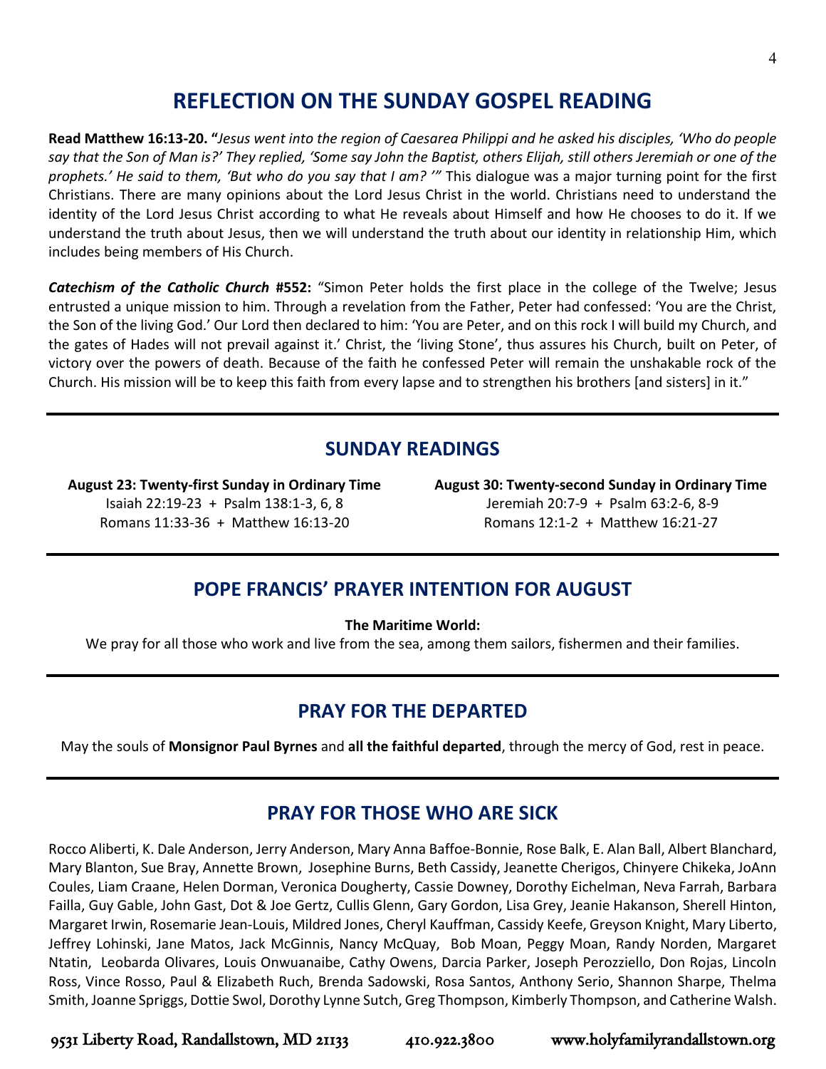## REFLECTION ON THE SUNDAY GOSPEL READING

**Read Matthew 16:13-20. "***Jesus went into the region of Caesarea Philippi and he asked his disciples, 'Who do people say that the Son of Man is?' They replied, 'Some say John the Baptist, others Elijah, still others Jeremiah or one of the prophets.' He said to them, 'But who do you say that I am? '"* This dialogue was a major turning point for the first Christians. There are many opinions about the Lord Jesus Christ in the world. Christians need to understand the identity of the Lord Jesus Christ according to what He reveals about Himself and how He chooses to do it. If we understand the truth about Jesus, then we will understand the truth about our identity in relationship Him, which includes being members of His Church.

***Catechism of the Catholic Church* #552:** "Simon Peter holds the first place in the college of the Twelve; Jesus entrusted a unique mission to him. Through a revelation from the Father, Peter had confessed: 'You are the Christ, the Son of the living God.' Our Lord then declared to him: 'You are Peter, and on this rock I will build my Church, and the gates of Hades will not prevail against it.' Christ, the 'living Stone', thus assures his Church, built on Peter, of victory over the powers of death. Because of the faith he confessed Peter will remain the unshakable rock of the Church. His mission will be to keep this faith from every lapse and to strengthen his brothers [and sisters] in it."

## SUNDAY READINGS

**August 23: Twenty-first Sunday in Ordinary Time**
Isaiah 22:19-23 + Psalm 138:1-3, 6, 8
Romans 11:33-36 + Matthew 16:13-20

**August 30: Twenty-second Sunday in Ordinary Time**
Jeremiah 20:7-9 + Psalm 63:2-6, 8-9
Romans 12:1-2 + Matthew 16:21-27

## POPE FRANCIS' PRAYER INTENTION FOR AUGUST

**The Maritime World:**
We pray for all those who work and live from the sea, among them sailors, fishermen and their families.

## PRAY FOR THE DEPARTED

May the souls of **Monsignor Paul Byrnes** and **all the faithful departed**, through the mercy of God, rest in peace.

## PRAY FOR THOSE WHO ARE SICK

Rocco Aliberti, K. Dale Anderson, Jerry Anderson, Mary Anna Baffoe-Bonnie, Rose Balk, E. Alan Ball, Albert Blanchard, Mary Blanton, Sue Bray, Annette Brown, Josephine Burns, Beth Cassidy, Jeanette Cherigos, Chinyere Chikeka, JoAnn Coules, Liam Craane, Helen Dorman, Veronica Dougherty, Cassie Downey, Dorothy Eichelman, Neva Farrah, Barbara Failla, Guy Gable, John Gast, Dot & Joe Gertz, Cullis Glenn, Gary Gordon, Lisa Grey, Jeanie Hakanson, Sherell Hinton, Margaret Irwin, Rosemarie Jean-Louis, Mildred Jones, Cheryl Kauffman, Cassidy Keefe, Greyson Knight, Mary Liberto, Jeffrey Lohinski, Jane Matos, Jack McGinnis, Nancy McQuay, Bob Moan, Peggy Moan, Randy Norden, Margaret Ntatin, Leobarda Olivares, Louis Onwuanaibe, Cathy Owens, Darcia Parker, Joseph Perozziello, Don Rojas, Lincoln Ross, Vince Rosso, Paul & Elizabeth Ruch, Brenda Sadowski, Rosa Santos, Anthony Serio, Shannon Sharpe, Thelma Smith, Joanne Spriggs, Dottie Swol, Dorothy Lynne Sutch, Greg Thompson, Kimberly Thompson, and Catherine Walsh.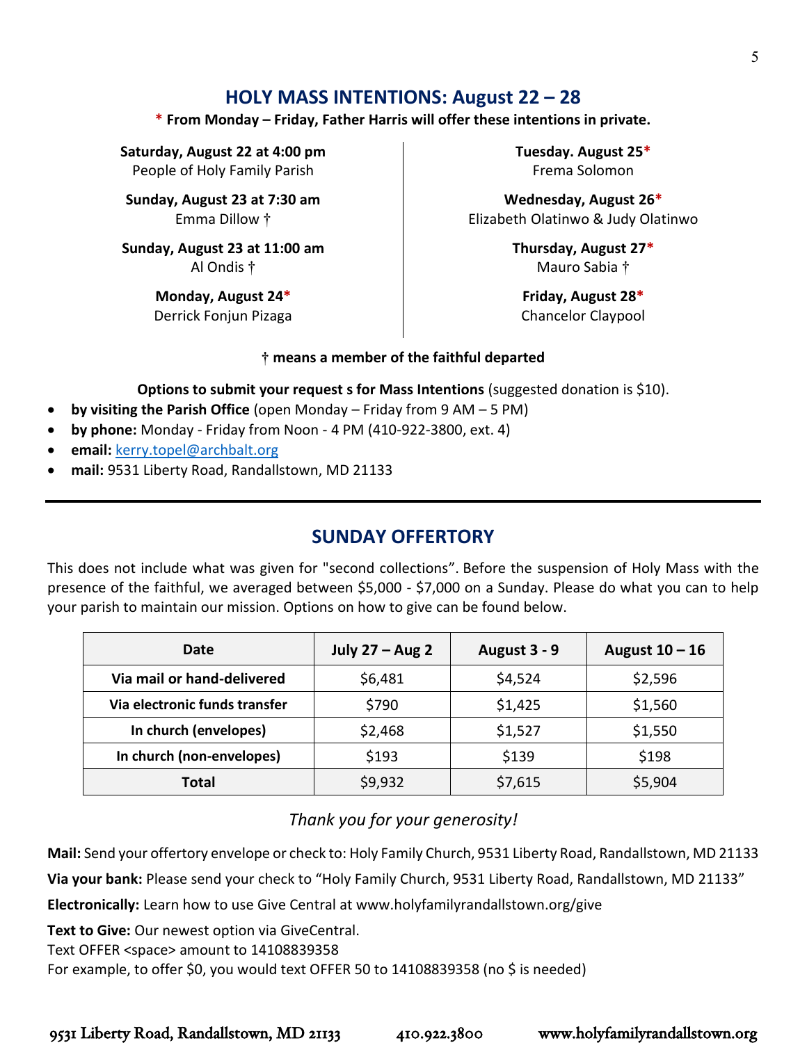## HOLY MASS INTENTIONS: August 22 – 28

**\* From Monday – Friday, Father Harris will offer these intentions in private.**

**Saturday, August 22 at 4:00 pm**
People of Holy Family Parish

**Sunday, August 23 at 7:30 am**
Emma Dillow †

**Sunday, August 23 at 11:00 am**
Al Ondis †

**Monday, August 24***
Derrick Fonjun Pizaga

**Tuesday. August 25***
Frema Solomon

**Wednesday, August 26***
Elizabeth Olatinwo & Judy Olatinwo

**Thursday, August 27***
Mauro Sabia †

**Friday, August 28***
Chancelor Claypool

**† means a member of the faithful departed**

**Options to submit your request s for Mass Intentions** (suggested donation is $10).

- **by visiting the Parish Office** (open Monday – Friday from 9 AM – 5 PM)
- **by phone:** Monday - Friday from Noon - 4 PM (410-922-3800, ext. 4)
- **email:** kerry.topel@archbalt.org
- **mail:** 9531 Liberty Road, Randallstown, MD 21133

---

## SUNDAY OFFERTORY

This does not include what was given for "second collections". Before the suspension of Holy Mass with the presence of the faithful, we averaged between $5,000 - $7,000 on a Sunday. Please do what you can to help your parish to maintain our mission. Options on how to give can be found below.

| Date | July 27 – Aug 2 | August 3 - 9 | August 10 – 16 |
|---|---|---|---|
| Via mail or hand-delivered | $6,481 | $4,524 | $2,596 |
| Via electronic funds transfer | $790 | $1,425 | $1,560 |
| In church (envelopes) | $2,468 | $1,527 | $1,550 |
| In church (non-envelopes) | $193 | $139 | $198 |
| Total | $9,932 | $7,615 | $5,904 |

*Thank you for your generosity!*

**Mail:** Send your offertory envelope or check to: Holy Family Church, 9531 Liberty Road, Randallstown, MD 21133

**Via your bank:** Please send your check to "Holy Family Church, 9531 Liberty Road, Randallstown, MD 21133"

**Electronically:** Learn how to use Give Central at www.holyfamilyrandallstown.org/give

**Text to Give:** Our newest option via GiveCentral.
Text OFFER <space> amount to 14108839358
For example, to offer $0, you would text OFFER 50 to 14108839358 (no $ is needed)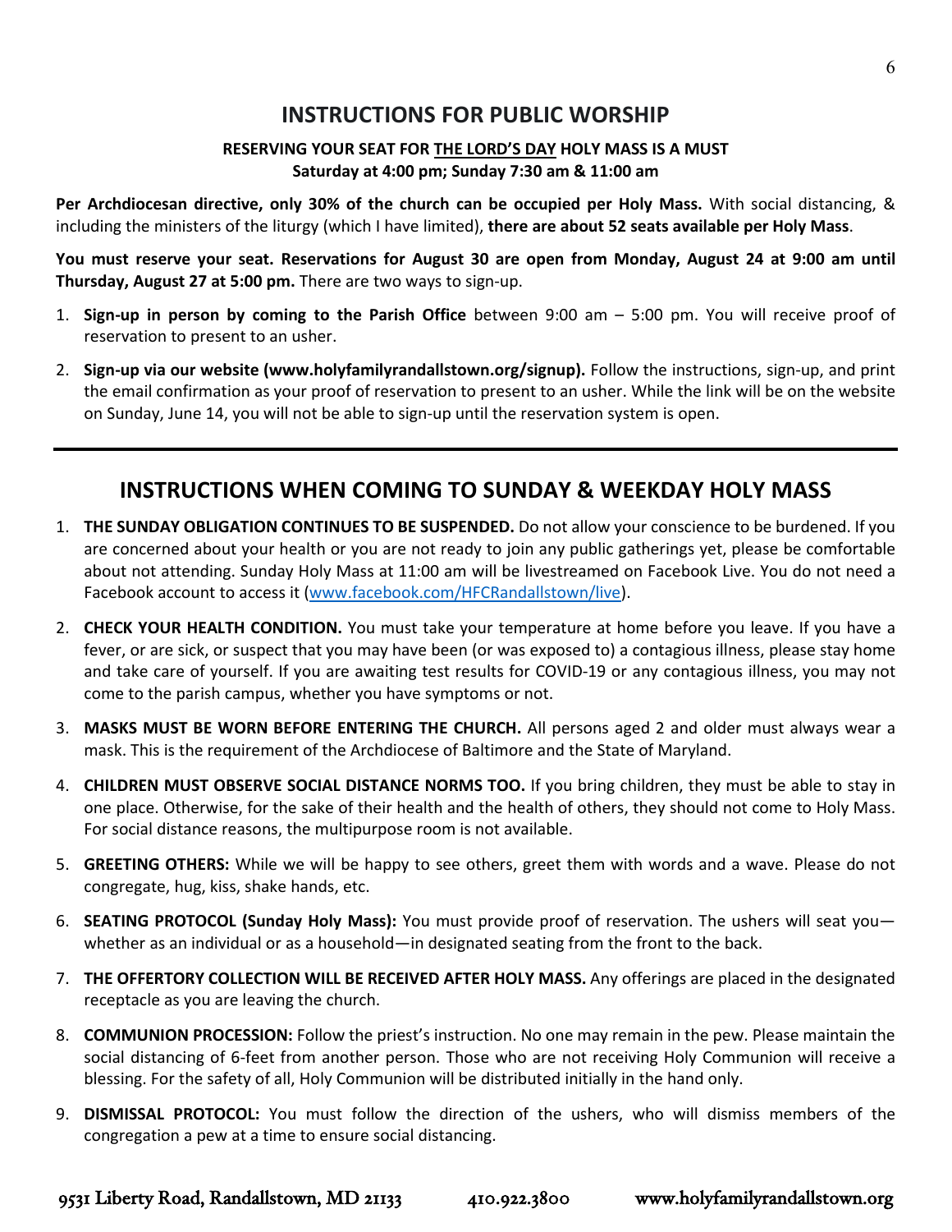## INSTRUCTIONS FOR PUBLIC WORSHIP

**RESERVING YOUR SEAT FOR THE LORD'S DAY HOLY MASS IS A MUST**
**Saturday at 4:00 pm; Sunday 7:30 am & 11:00 am**

**Per Archdiocesan directive, only 30% of the church can be occupied per Holy Mass.** With social distancing, & including the ministers of the liturgy (which I have limited), **there are about 52 seats available per Holy Mass**.

**You must reserve your seat. Reservations for August 30 are open from Monday, August 24 at 9:00 am until Thursday, August 27 at 5:00 pm.** There are two ways to sign-up.

1. **Sign-up in person by coming to the Parish Office** between 9:00 am – 5:00 pm. You will receive proof of reservation to present to an usher.
2. **Sign-up via our website (www.holyfamilyrandallstown.org/signup).** Follow the instructions, sign-up, and print the email confirmation as your proof of reservation to present to an usher. While the link will be on the website on Sunday, June 14, you will not be able to sign-up until the reservation system is open.

---

## INSTRUCTIONS WHEN COMING TO SUNDAY & WEEKDAY HOLY MASS

1. **THE SUNDAY OBLIGATION CONTINUES TO BE SUSPENDED.** Do not allow your conscience to be burdened. If you are concerned about your health or you are not ready to join any public gatherings yet, please be comfortable about not attending. Sunday Holy Mass at 11:00 am will be livestreamed on Facebook Live. You do not need a Facebook account to access it (www.facebook.com/HFCRandallstown/live).
2. **CHECK YOUR HEALTH CONDITION.** You must take your temperature at home before you leave. If you have a fever, or are sick, or suspect that you may have been (or was exposed to) a contagious illness, please stay home and take care of yourself. If you are awaiting test results for COVID-19 or any contagious illness, you may not come to the parish campus, whether you have symptoms or not.
3. **MASKS MUST BE WORN BEFORE ENTERING THE CHURCH.** All persons aged 2 and older must always wear a mask. This is the requirement of the Archdiocese of Baltimore and the State of Maryland.
4. **CHILDREN MUST OBSERVE SOCIAL DISTANCE NORMS TOO.** If you bring children, they must be able to stay in one place. Otherwise, for the sake of their health and the health of others, they should not come to Holy Mass. For social distance reasons, the multipurpose room is not available.
5. **GREETING OTHERS:** While we will be happy to see others, greet them with words and a wave. Please do not congregate, hug, kiss, shake hands, etc.
6. **SEATING PROTOCOL (Sunday Holy Mass):** You must provide proof of reservation. The ushers will seat you—whether as an individual or as a household—in designated seating from the front to the back.
7. **THE OFFERTORY COLLECTION WILL BE RECEIVED AFTER HOLY MASS.** Any offerings are placed in the designated receptacle as you are leaving the church.
8. **COMMUNION PROCESSION:** Follow the priest's instruction. No one may remain in the pew. Please maintain the social distancing of 6-feet from another person. Those who are not receiving Holy Communion will receive a blessing. For the safety of all, Holy Communion will be distributed initially in the hand only.
9. **DISMISSAL PROTOCOL:** You must follow the direction of the ushers, who will dismiss members of the congregation a pew at a time to ensure social distancing.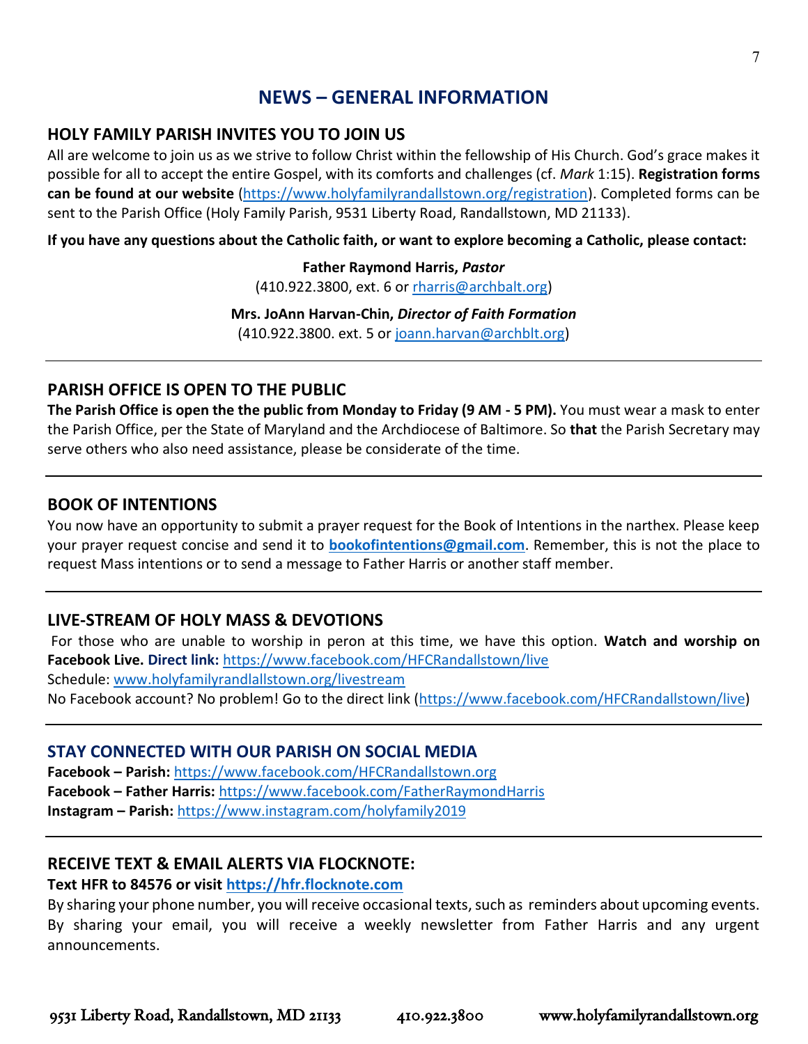# NEWS – GENERAL INFORMATION

## HOLY FAMILY PARISH INVITES YOU TO JOIN US

All are welcome to join us as we strive to follow Christ within the fellowship of His Church. God's grace makes it possible for all to accept the entire Gospel, with its comforts and challenges (cf. *Mark* 1:15). **Registration forms can be found at our website** (https://www.holyfamilyrandallstown.org/registration). Completed forms can be sent to the Parish Office (Holy Family Parish, 9531 Liberty Road, Randallstown, MD 21133).

**If you have any questions about the Catholic faith, or want to explore becoming a Catholic, please contact:**

**Father Raymond Harris, *Pastor***
(410.922.3800, ext. 6 or rharris@archbalt.org)

**Mrs. JoAnn Harvan-Chin, *Director of Faith Formation***
(410.922.3800. ext. 5 or joann.harvan@archblt.org)

---

## PARISH OFFICE IS OPEN TO THE PUBLIC

**The Parish Office is open the the public from Monday to Friday (9 AM - 5 PM).** You must wear a mask to enter the Parish Office, per the State of Maryland and the Archdiocese of Baltimore. So **that** the Parish Secretary may serve others who also need assistance, please be considerate of the time.

---

## BOOK OF INTENTIONS

You now have an opportunity to submit a prayer request for the Book of Intentions in the narthex. Please keep your prayer request concise and send it to **bookofintentions@gmail.com**. Remember, this is not the place to request Mass intentions or to send a message to Father Harris or another staff member.

---

## LIVE-STREAM OF HOLY MASS & DEVOTIONS

For those who are unable to worship in peron at this time, we have this option. **Watch and worship on Facebook Live. Direct link:** https://www.facebook.com/HFCRandallstown/live
Schedule: www.holyfamilyrandlallstown.org/livestream
No Facebook account? No problem! Go to the direct link (https://www.facebook.com/HFCRandallstown/live)

---

## STAY CONNECTED WITH OUR PARISH ON SOCIAL MEDIA

**Facebook – Parish:** https://www.facebook.com/HFCRandallstown.org
**Facebook – Father Harris:** https://www.facebook.com/FatherRaymondHarris
**Instagram – Parish:** https://www.instagram.com/holyfamily2019

---

## RECEIVE TEXT & EMAIL ALERTS VIA FLOCKNOTE:

**Text HFR to 84576 or visit https://hfr.flocknote.com**

By sharing your phone number, you will receive occasional texts, such as reminders about upcoming events. By sharing your email, you will receive a weekly newsletter from Father Harris and any urgent announcements.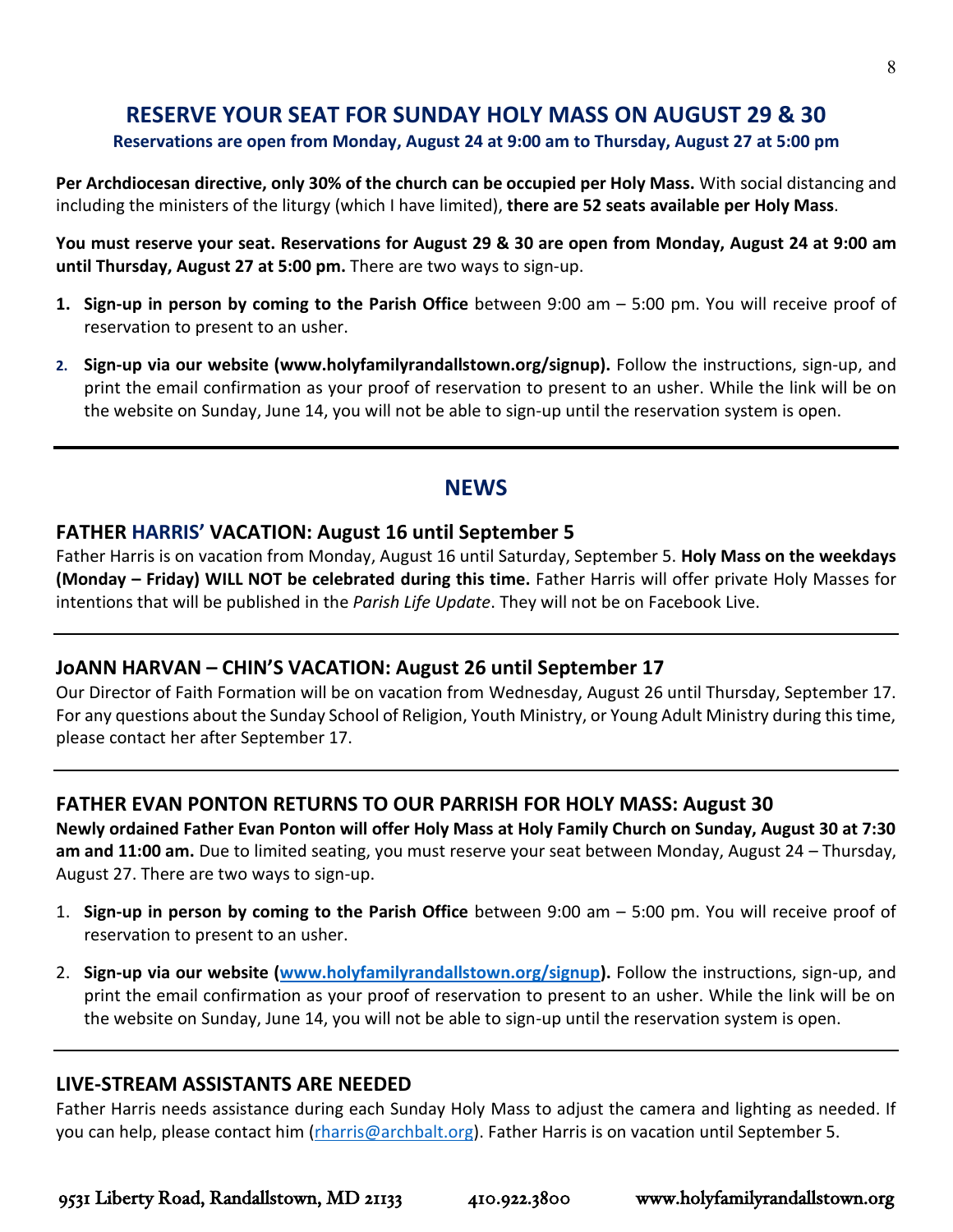## RESERVE YOUR SEAT FOR SUNDAY HOLY MASS ON AUGUST 29 & 30

**Reservations are open from Monday, August 24 at 9:00 am to Thursday, August 27 at 5:00 pm**

**Per Archdiocesan directive, only 30% of the church can be occupied per Holy Mass.** With social distancing and including the ministers of the liturgy (which I have limited), **there are 52 seats available per Holy Mass**.

**You must reserve your seat. Reservations for August 29 & 30 are open from Monday, August 24 at 9:00 am until Thursday, August 27 at 5:00 pm.** There are two ways to sign-up.

1. **Sign-up in person by coming to the Parish Office** between 9:00 am – 5:00 pm. You will receive proof of reservation to present to an usher.
2. **Sign-up via our website (www.holyfamilyrandallstown.org/signup).** Follow the instructions, sign-up, and print the email confirmation as your proof of reservation to present to an usher. While the link will be on the website on Sunday, June 14, you will not be able to sign-up until the reservation system is open.

---

## NEWS

### FATHER HARRIS' VACATION: August 16 until September 5

Father Harris is on vacation from Monday, August 16 until Saturday, September 5. **Holy Mass on the weekdays (Monday – Friday) WILL NOT be celebrated during this time.** Father Harris will offer private Holy Masses for intentions that will be published in the *Parish Life Update*. They will not be on Facebook Live.

---

### JoANN HARVAN – CHIN'S VACATION: August 26 until September 17

Our Director of Faith Formation will be on vacation from Wednesday, August 26 until Thursday, September 17. For any questions about the Sunday School of Religion, Youth Ministry, or Young Adult Ministry during this time, please contact her after September 17.

---

### FATHER EVAN PONTON RETURNS TO OUR PARRISH FOR HOLY MASS: August 30

**Newly ordained Father Evan Ponton will offer Holy Mass at Holy Family Church on Sunday, August 30 at 7:30 am and 11:00 am.** Due to limited seating, you must reserve your seat between Monday, August 24 – Thursday, August 27. There are two ways to sign-up.

1. **Sign-up in person by coming to the Parish Office** between 9:00 am – 5:00 pm. You will receive proof of reservation to present to an usher.
2. **Sign-up via our website (www.holyfamilyrandallstown.org/signup).** Follow the instructions, sign-up, and print the email confirmation as your proof of reservation to present to an usher. While the link will be on the website on Sunday, June 14, you will not be able to sign-up until the reservation system is open.

---

### LIVE-STREAM ASSISTANTS ARE NEEDED

Father Harris needs assistance during each Sunday Holy Mass to adjust the camera and lighting as needed. If you can help, please contact him (rharris@archbalt.org). Father Harris is on vacation until September 5.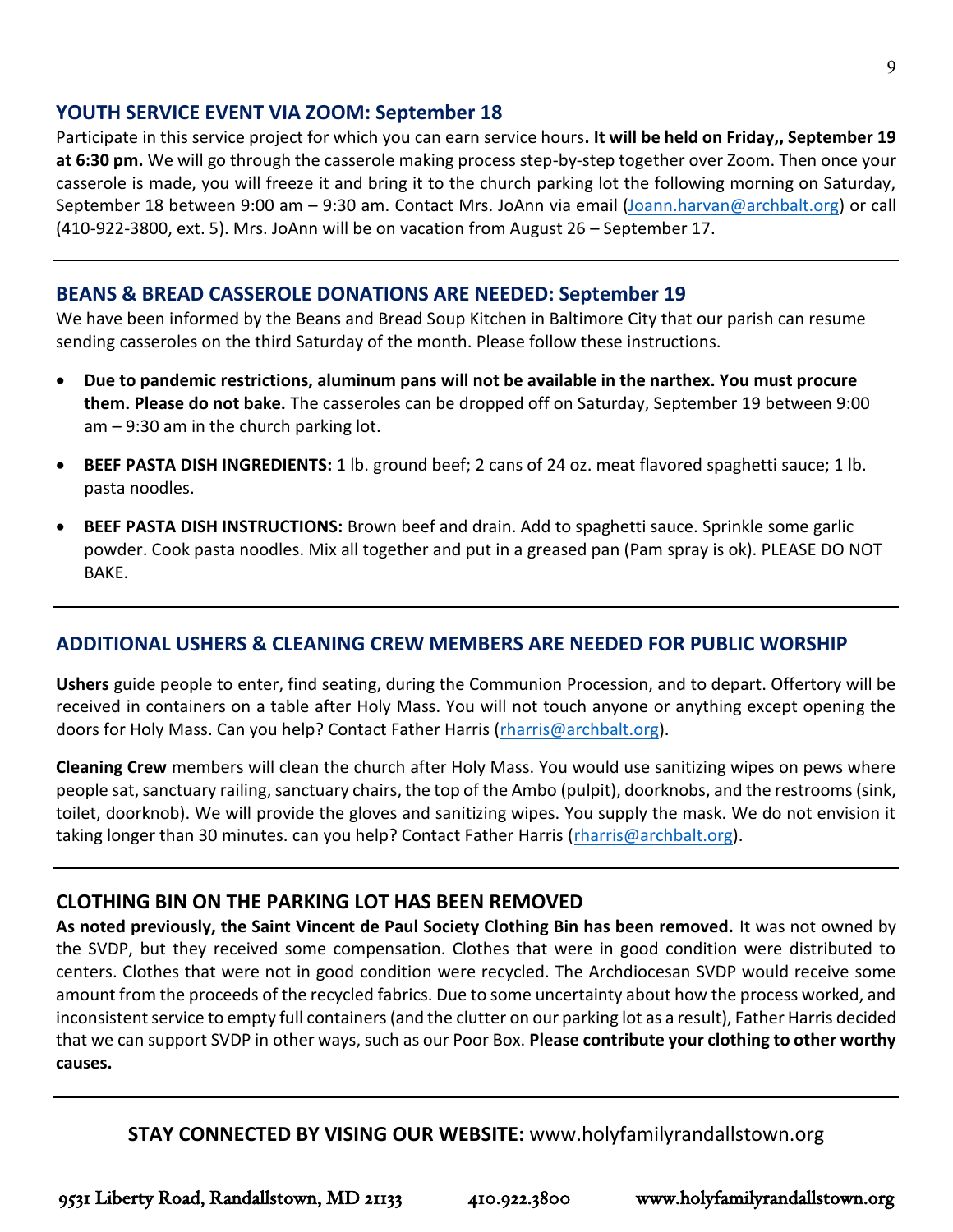## YOUTH SERVICE EVENT VIA ZOOM: September 18

Participate in this service project for which you can earn service hours**. It will be held on Friday,, September 19 at 6:30 pm.** We will go through the casserole making process step-by-step together over Zoom. Then once your casserole is made, you will freeze it and bring it to the church parking lot the following morning on Saturday, September 18 between 9:00 am – 9:30 am. Contact Mrs. JoAnn via email (Joann.harvan@archbalt.org) or call (410-922-3800, ext. 5). Mrs. JoAnn will be on vacation from August 26 – September 17.

---

## BEANS & BREAD CASSEROLE DONATIONS ARE NEEDED: September 19

We have been informed by the Beans and Bread Soup Kitchen in Baltimore City that our parish can resume sending casseroles on the third Saturday of the month. Please follow these instructions.

- **Due to pandemic restrictions, aluminum pans will not be available in the narthex. You must procure them. Please do not bake.** The casseroles can be dropped off on Saturday, September 19 between 9:00 am – 9:30 am in the church parking lot.
- **BEEF PASTA DISH INGREDIENTS:** 1 lb. ground beef; 2 cans of 24 oz. meat flavored spaghetti sauce; 1 lb. pasta noodles.
- **BEEF PASTA DISH INSTRUCTIONS:** Brown beef and drain. Add to spaghetti sauce. Sprinkle some garlic powder. Cook pasta noodles. Mix all together and put in a greased pan (Pam spray is ok). PLEASE DO NOT BAKE.

---

## ADDITIONAL USHERS & CLEANING CREW MEMBERS ARE NEEDED FOR PUBLIC WORSHIP

**Ushers** guide people to enter, find seating, during the Communion Procession, and to depart. Offertory will be received in containers on a table after Holy Mass. You will not touch anyone or anything except opening the doors for Holy Mass. Can you help? Contact Father Harris (rharris@archbalt.org).

**Cleaning Crew** members will clean the church after Holy Mass. You would use sanitizing wipes on pews where people sat, sanctuary railing, sanctuary chairs, the top of the Ambo (pulpit), doorknobs, and the restrooms (sink, toilet, doorknob). We will provide the gloves and sanitizing wipes. You supply the mask. We do not envision it taking longer than 30 minutes. can you help? Contact Father Harris (rharris@archbalt.org).

---

## CLOTHING BIN ON THE PARKING LOT HAS BEEN REMOVED

**As noted previously, the Saint Vincent de Paul Society Clothing Bin has been removed.** It was not owned by the SVDP, but they received some compensation. Clothes that were in good condition were distributed to centers. Clothes that were not in good condition were recycled. The Archdiocesan SVDP would receive some amount from the proceeds of the recycled fabrics. Due to some uncertainty about how the process worked, and inconsistent service to empty full containers (and the clutter on our parking lot as a result), Father Harris decided that we can support SVDP in other ways, such as our Poor Box. **Please contribute your clothing to other worthy causes.**

---

**STAY CONNECTED BY VISING OUR WEBSITE:** www.holyfamilyrandallstown.org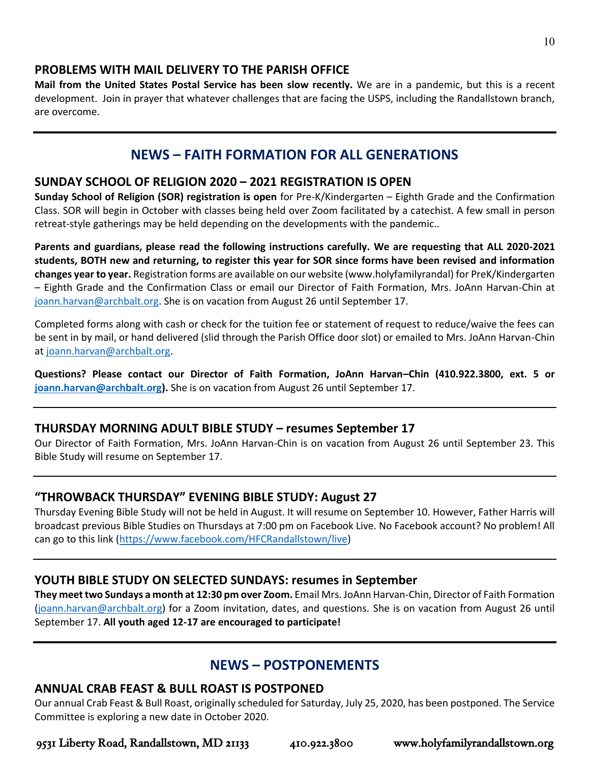## PROBLEMS WITH MAIL DELIVERY TO THE PARISH OFFICE

**Mail from the United States Postal Service has been slow recently.** We are in a pandemic, but this is a recent development. Join in prayer that whatever challenges that are facing the USPS, including the Randallstown branch, are overcome.

---

# NEWS – FAITH FORMATION FOR ALL GENERATIONS

## SUNDAY SCHOOL OF RELIGION 2020 – 2021 REGISTRATION IS OPEN

**Sunday School of Religion (SOR) registration is open** for Pre-K/Kindergarten – Eighth Grade and the Confirmation Class. SOR will begin in October with classes being held over Zoom facilitated by a catechist. A few small in person retreat-style gatherings may be held depending on the developments with the pandemic..

**Parents and guardians, please read the following instructions carefully. We are requesting that ALL 2020-2021 students, BOTH new and returning, to register this year for SOR since forms have been revised and information changes year to year.** Registration forms are available on our website (www.holyfamilyrandal) for PreK/Kindergarten – Eighth Grade and the Confirmation Class or email our Director of Faith Formation, Mrs. JoAnn Harvan-Chin at joann.harvan@archbalt.org. She is on vacation from August 26 until September 17.

Completed forms along with cash or check for the tuition fee or statement of request to reduce/waive the fees can be sent in by mail, or hand delivered (slid through the Parish Office door slot) or emailed to Mrs. JoAnn Harvan-Chin at joann.harvan@archbalt.org.

**Questions? Please contact our Director of Faith Formation, JoAnn Harvan–Chin (410.922.3800, ext. 5 or joann.harvan@archbalt.org).** She is on vacation from August 26 until September 17.

---

## THURSDAY MORNING ADULT BIBLE STUDY – resumes September 17

Our Director of Faith Formation, Mrs. JoAnn Harvan-Chin is on vacation from August 26 until September 23. This Bible Study will resume on September 17.

---

## "THROWBACK THURSDAY" EVENING BIBLE STUDY: August 27

Thursday Evening Bible Study will not be held in August. It will resume on September 10. However, Father Harris will broadcast previous Bible Studies on Thursdays at 7:00 pm on Facebook Live. No Facebook account? No problem! All can go to this link (https://www.facebook.com/HFCRandallstown/live)

---

## YOUTH BIBLE STUDY ON SELECTED SUNDAYS: resumes in September

**They meet two Sundays a month at 12:30 pm over Zoom.** Email Mrs. JoAnn Harvan-Chin, Director of Faith Formation (joann.harvan@archbalt.org) for a Zoom invitation, dates, and questions. She is on vacation from August 26 until September 17. **All youth aged 12-17 are encouraged to participate!**

---

# NEWS – POSTPONEMENTS

## ANNUAL CRAB FEAST & BULL ROAST IS POSTPONED

Our annual Crab Feast & Bull Roast, originally scheduled for Saturday, July 25, 2020, has been postponed. The Service Committee is exploring a new date in October 2020.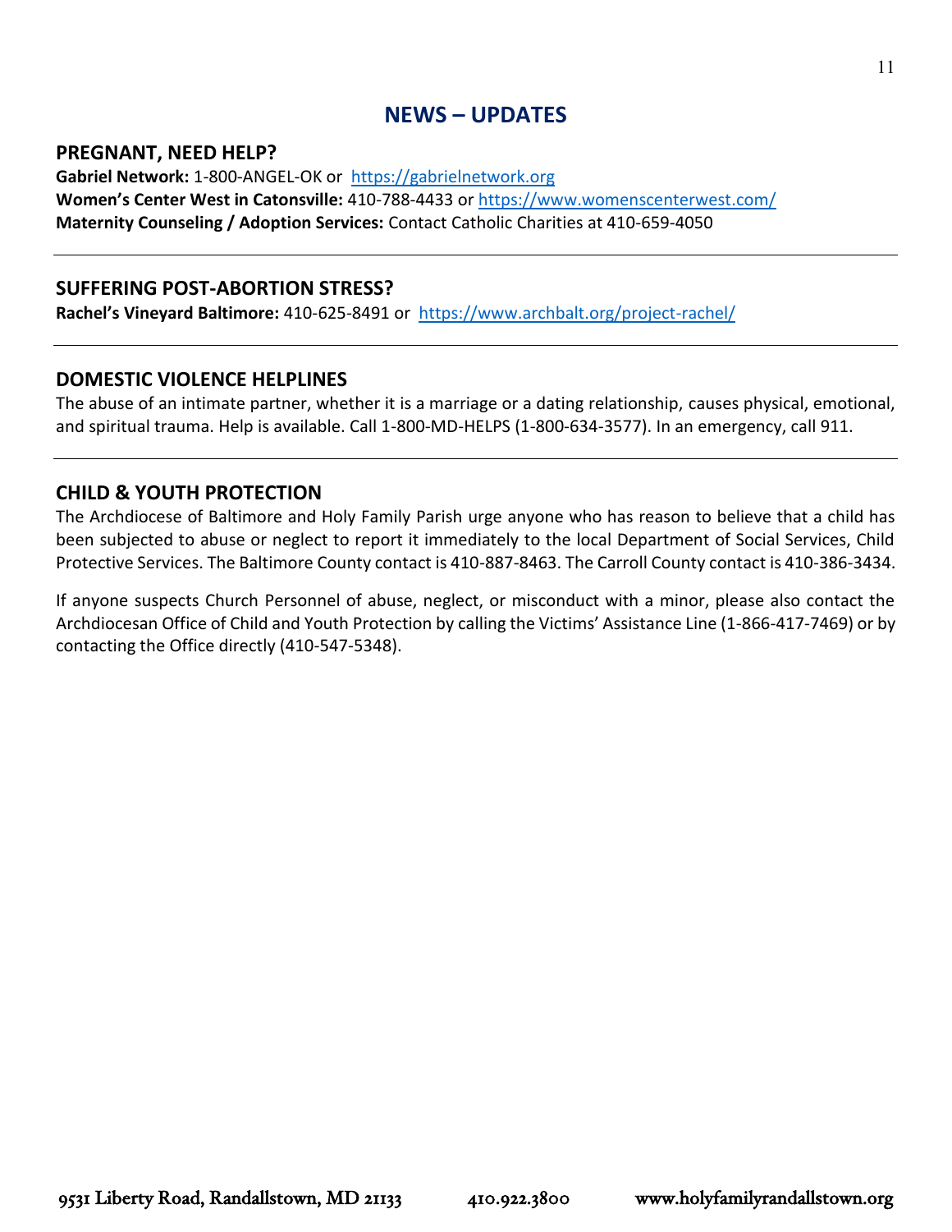# NEWS – UPDATES

## PREGNANT, NEED HELP?

**Gabriel Network:** 1-800-ANGEL-OK or https://gabrielnetwork.org
**Women's Center West in Catonsville:** 410-788-4433 or https://www.womenscenterwest.com/
**Maternity Counseling / Adoption Services:** Contact Catholic Charities at 410-659-4050

---

## SUFFERING POST-ABORTION STRESS?

**Rachel's Vineyard Baltimore:** 410-625-8491 or https://www.archbalt.org/project-rachel/

---

## DOMESTIC VIOLENCE HELPLINES

The abuse of an intimate partner, whether it is a marriage or a dating relationship, causes physical, emotional, and spiritual trauma. Help is available. Call 1-800-MD-HELPS (1-800-634-3577). In an emergency, call 911.

---

## CHILD & YOUTH PROTECTION

The Archdiocese of Baltimore and Holy Family Parish urge anyone who has reason to believe that a child has been subjected to abuse or neglect to report it immediately to the local Department of Social Services, Child Protective Services. The Baltimore County contact is 410-887-8463. The Carroll County contact is 410-386-3434.

If anyone suspects Church Personnel of abuse, neglect, or misconduct with a minor, please also contact the Archdiocesan Office of Child and Youth Protection by calling the Victims' Assistance Line (1-866-417-7469) or by contacting the Office directly (410-547-5348).